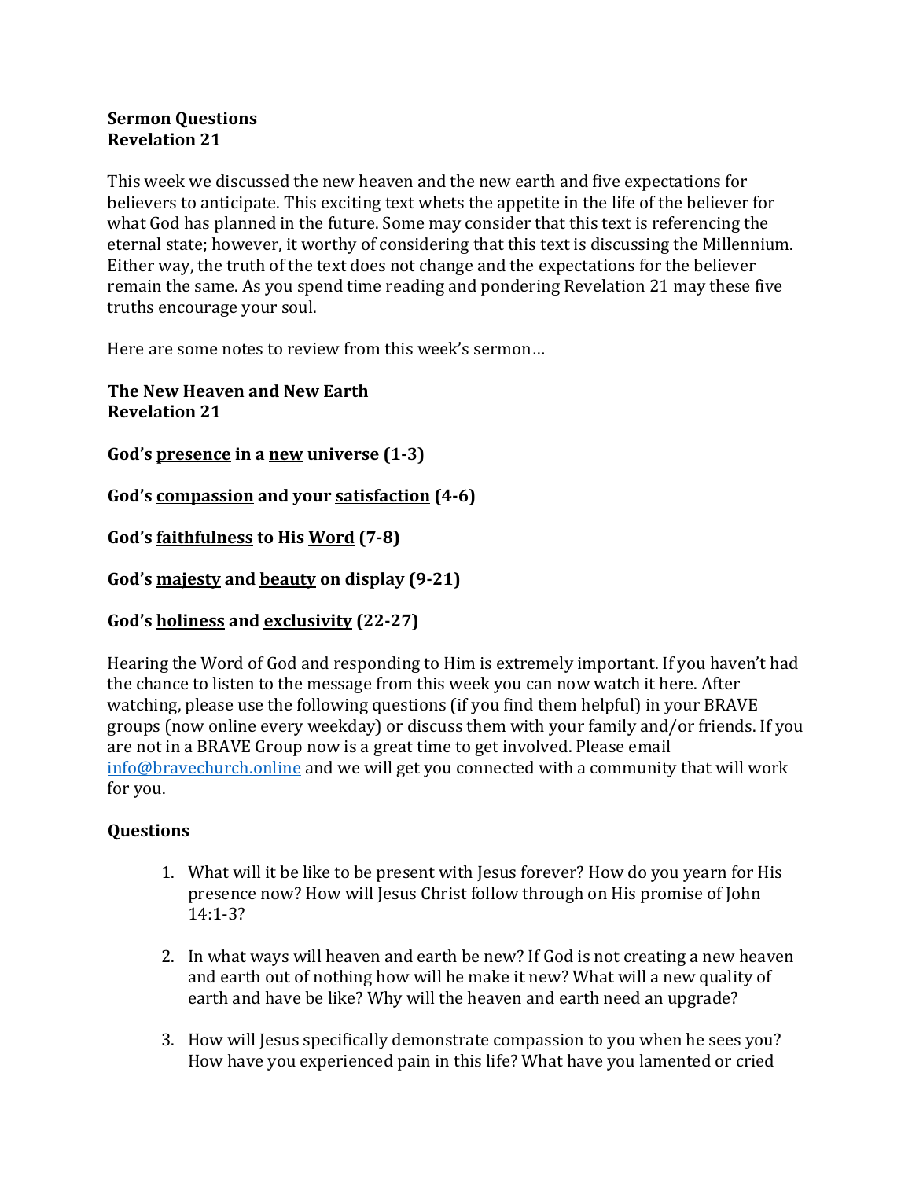**Sermon Questions**
**Revelation 21**

This week we discussed the new heaven and the new earth and five expectations for believers to anticipate. This exciting text whets the appetite in the life of the believer for what God has planned in the future. Some may consider that this text is referencing the eternal state; however, it worthy of considering that this text is discussing the Millennium. Either way, the truth of the text does not change and the expectations for the believer remain the same. As you spend time reading and pondering Revelation 21 may these five truths encourage your soul.

Here are some notes to review from this week's sermon…

**The New Heaven and New Earth**
**Revelation 21**

**God's <u>presence</u> in a <u>new</u> universe (1-3)**

**God's <u>compassion</u> and your <u>satisfaction</u> (4-6)**

**God's <u>faithfulness</u> to His <u>Word</u> (7-8)**

**God's <u>majesty</u> and <u>beauty</u> on display (9-21)**

**God's <u>holiness</u> and <u>exclusivity</u> (22-27)**

Hearing the Word of God and responding to Him is extremely important. If you haven't had the chance to listen to the message from this week you can now watch it here. After watching, please use the following questions (if you find them helpful) in your BRAVE groups (now online every weekday) or discuss them with your family and/or friends. If you are not in a BRAVE Group now is a great time to get involved. Please email info@bravechurch.online and we will get you connected with a community that will work for you.

**Questions**

1. What will it be like to be present with Jesus forever? How do you yearn for His presence now? How will Jesus Christ follow through on His promise of John 14:1-3?

2. In what ways will heaven and earth be new? If God is not creating a new heaven and earth out of nothing how will he make it new? What will a new quality of earth and have be like? Why will the heaven and earth need an upgrade?

3. How will Jesus specifically demonstrate compassion to you when he sees you? How have you experienced pain in this life? What have you lamented or cried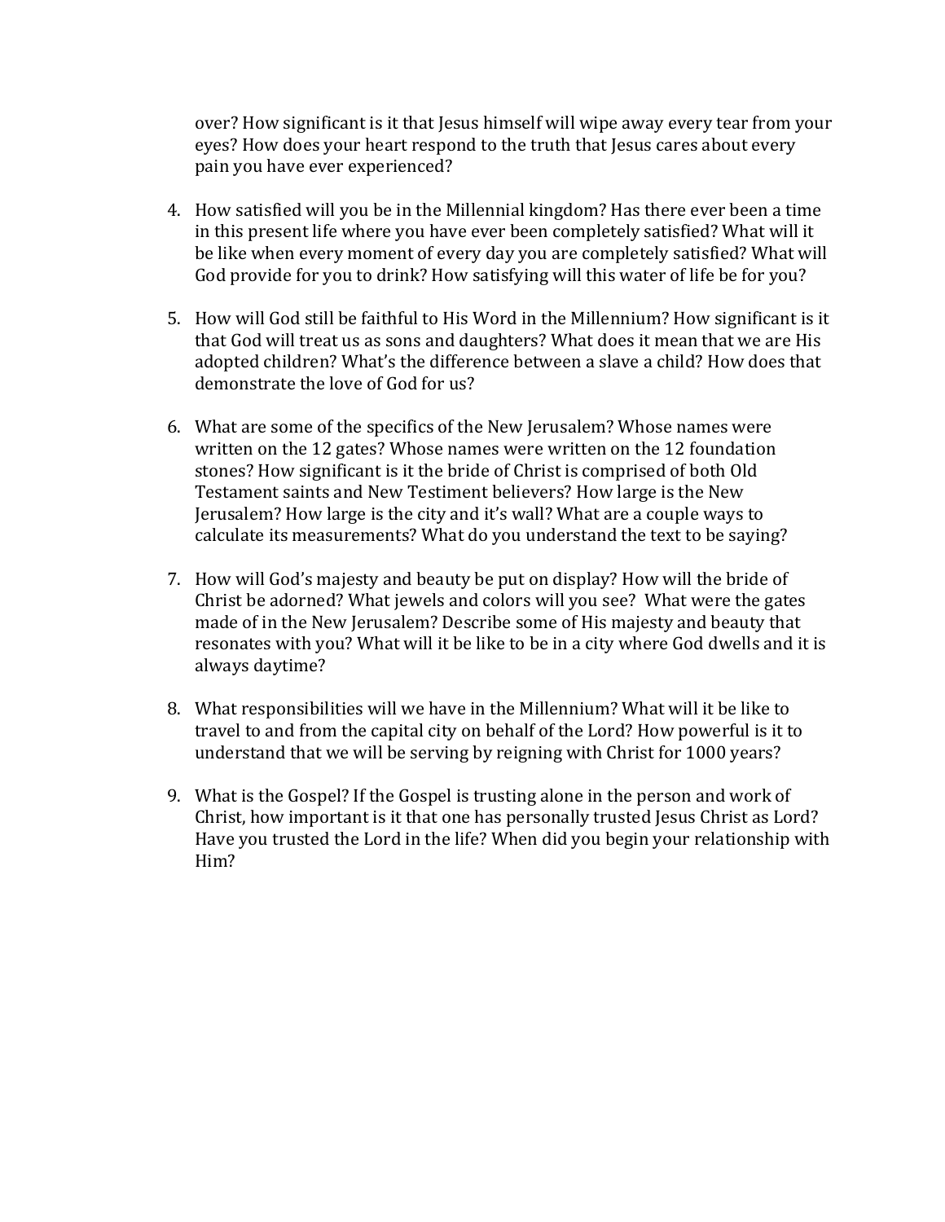over? How significant is it that Jesus himself will wipe away every tear from your eyes? How does your heart respond to the truth that Jesus cares about every pain you have ever experienced?

4. How satisfied will you be in the Millennial kingdom? Has there ever been a time in this present life where you have ever been completely satisfied? What will it be like when every moment of every day you are completely satisfied? What will God provide for you to drink? How satisfying will this water of life be for you?

5. How will God still be faithful to His Word in the Millennium? How significant is it that God will treat us as sons and daughters? What does it mean that we are His adopted children? What's the difference between a slave a child? How does that demonstrate the love of God for us?

6. What are some of the specifics of the New Jerusalem? Whose names were written on the 12 gates? Whose names were written on the 12 foundation stones? How significant is it the bride of Christ is comprised of both Old Testament saints and New Testament believers? How large is the New Jerusalem? How large is the city and it's wall? What are a couple ways to calculate its measurements? What do you understand the text to be saying?

7. How will God's majesty and beauty be put on display? How will the bride of Christ be adorned? What jewels and colors will you see? What were the gates made of in the New Jerusalem? Describe some of His majesty and beauty that resonates with you? What will it be like to be in a city where God dwells and it is always daytime?

8. What responsibilities will we have in the Millennium? What will it be like to travel to and from the capital city on behalf of the Lord? How powerful is it to understand that we will be serving by reigning with Christ for 1000 years?

9. What is the Gospel? If the Gospel is trusting alone in the person and work of Christ, how important is it that one has personally trusted Jesus Christ as Lord? Have you trusted the Lord in the life? When did you begin your relationship with Him?